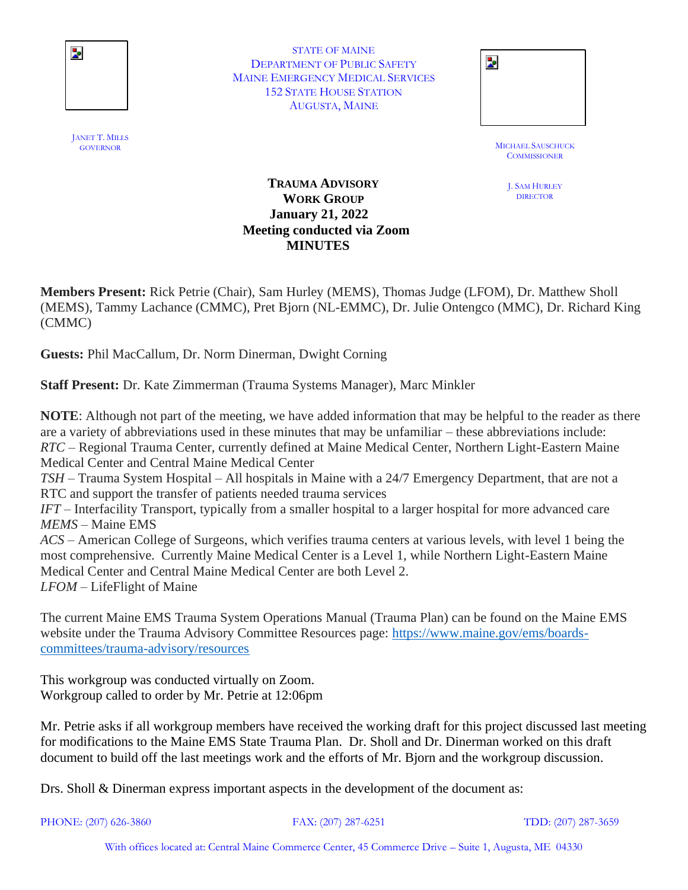STATE OF MAINE
DEPARTMENT OF PUBLIC SAFETY
MAINE EMERGENCY MEDICAL SERVICES
152 STATE HOUSE STATION
AUGUSTA, MAINE

JANET T. MILLS
GOVERNOR

MICHAEL SAUSCHUCK
COMMISSIONER

J. SAM HURLEY
DIRECTOR

# TRAUMA ADVISORY WORK GROUP
## January 21, 2022
## Meeting conducted via Zoom
## MINUTES

**Members Present:** Rick Petrie (Chair), Sam Hurley (MEMS), Thomas Judge (LFOM), Dr. Matthew Sholl (MEMS), Tammy Lachance (CMMC), Pret Bjorn (NL-EMMC), Dr. Julie Ontengco (MMC), Dr. Richard King (CMMC)

**Guests:** Phil MacCallum, Dr. Norm Dinerman, Dwight Corning

**Staff Present:** Dr. Kate Zimmerman (Trauma Systems Manager), Marc Minkler

**NOTE**: Although not part of the meeting, we have added information that may be helpful to the reader as there are a variety of abbreviations used in these minutes that may be unfamiliar – these abbreviations include:
*RTC* – Regional Trauma Center, currently defined at Maine Medical Center, Northern Light-Eastern Maine Medical Center and Central Maine Medical Center
*TSH* – Trauma System Hospital – All hospitals in Maine with a 24/7 Emergency Department, that are not a RTC and support the transfer of patients needed trauma services
*IFT* – Interfacility Transport, typically from a smaller hospital to a larger hospital for more advanced care
*MEMS* – Maine EMS
*ACS* – American College of Surgeons, which verifies trauma centers at various levels, with level 1 being the most comprehensive. Currently Maine Medical Center is a Level 1, while Northern Light-Eastern Maine Medical Center and Central Maine Medical Center are both Level 2.
*LFOM* – LifeFlight of Maine

The current Maine EMS Trauma System Operations Manual (Trauma Plan) can be found on the Maine EMS website under the Trauma Advisory Committee Resources page: https://www.maine.gov/ems/boards-committees/trauma-advisory/resources

This workgroup was conducted virtually on Zoom.
Workgroup called to order by Mr. Petrie at 12:06pm

Mr. Petrie asks if all workgroup members have received the working draft for this project discussed last meeting for modifications to the Maine EMS State Trauma Plan. Dr. Sholl and Dr. Dinerman worked on this draft document to build off the last meetings work and the efforts of Mr. Bjorn and the workgroup discussion.

Drs. Sholl & Dinerman express important aspects in the development of the document as: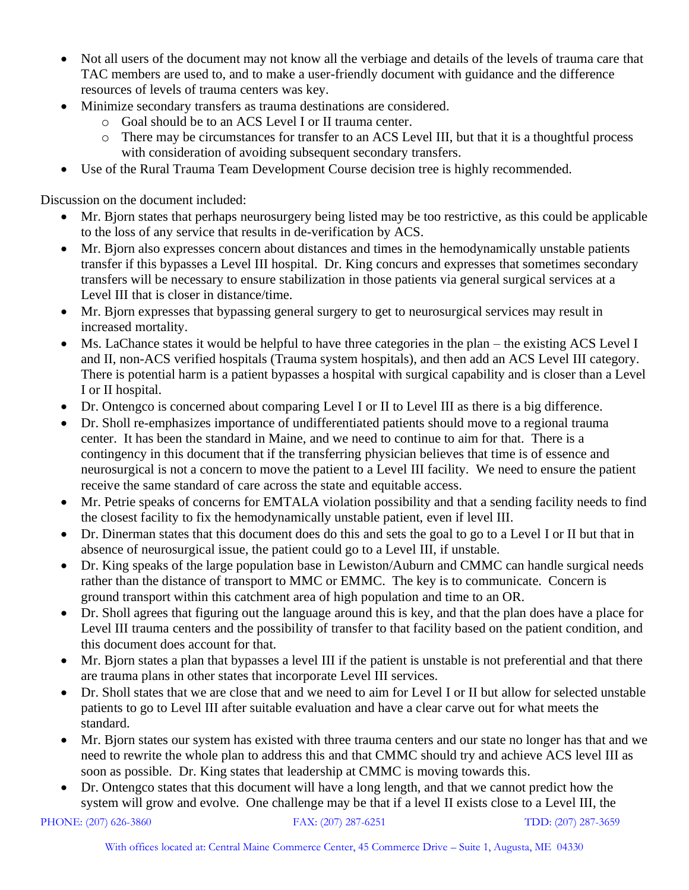- Not all users of the document may not know all the verbiage and details of the levels of trauma care that TAC members are used to, and to make a user-friendly document with guidance and the difference resources of levels of trauma centers was key.
- Minimize secondary transfers as trauma destinations are considered.
  - Goal should be to an ACS Level I or II trauma center.
  - There may be circumstances for transfer to an ACS Level III, but that it is a thoughtful process with consideration of avoiding subsequent secondary transfers.
- Use of the Rural Trauma Team Development Course decision tree is highly recommended.

Discussion on the document included:

- Mr. Bjorn states that perhaps neurosurgery being listed may be too restrictive, as this could be applicable to the loss of any service that results in de-verification by ACS.
- Mr. Bjorn also expresses concern about distances and times in the hemodynamically unstable patients transfer if this bypasses a Level III hospital. Dr. King concurs and expresses that sometimes secondary transfers will be necessary to ensure stabilization in those patients via general surgical services at a Level III that is closer in distance/time.
- Mr. Bjorn expresses that bypassing general surgery to get to neurosurgical services may result in increased mortality.
- Ms. LaChance states it would be helpful to have three categories in the plan – the existing ACS Level I and II, non-ACS verified hospitals (Trauma system hospitals), and then add an ACS Level III category. There is potential harm is a patient bypasses a hospital with surgical capability and is closer than a Level I or II hospital.
- Dr. Ontengco is concerned about comparing Level I or II to Level III as there is a big difference.
- Dr. Sholl re-emphasizes importance of undifferentiated patients should move to a regional trauma center. It has been the standard in Maine, and we need to continue to aim for that. There is a contingency in this document that if the transferring physician believes that time is of essence and neurosurgical is not a concern to move the patient to a Level III facility. We need to ensure the patient receive the same standard of care across the state and equitable access.
- Mr. Petrie speaks of concerns for EMTALA violation possibility and that a sending facility needs to find the closest facility to fix the hemodynamically unstable patient, even if level III.
- Dr. Dinerman states that this document does do this and sets the goal to go to a Level I or II but that in absence of neurosurgical issue, the patient could go to a Level III, if unstable.
- Dr. King speaks of the large population base in Lewiston/Auburn and CMMC can handle surgical needs rather than the distance of transport to MMC or EMMC. The key is to communicate. Concern is ground transport within this catchment area of high population and time to an OR.
- Dr. Sholl agrees that figuring out the language around this is key, and that the plan does have a place for Level III trauma centers and the possibility of transfer to that facility based on the patient condition, and this document does account for that.
- Mr. Bjorn states a plan that bypasses a level III if the patient is unstable is not preferential and that there are trauma plans in other states that incorporate Level III services.
- Dr. Sholl states that we are close that and we need to aim for Level I or II but allow for selected unstable patients to go to Level III after suitable evaluation and have a clear carve out for what meets the standard.
- Mr. Bjorn states our system has existed with three trauma centers and our state no longer has that and we need to rewrite the whole plan to address this and that CMMC should try and achieve ACS level III as soon as possible. Dr. King states that leadership at CMMC is moving towards this.
- Dr. Ontengco states that this document will have a long length, and that we cannot predict how the system will grow and evolve. One challenge may be that if a level II exists close to a Level III, the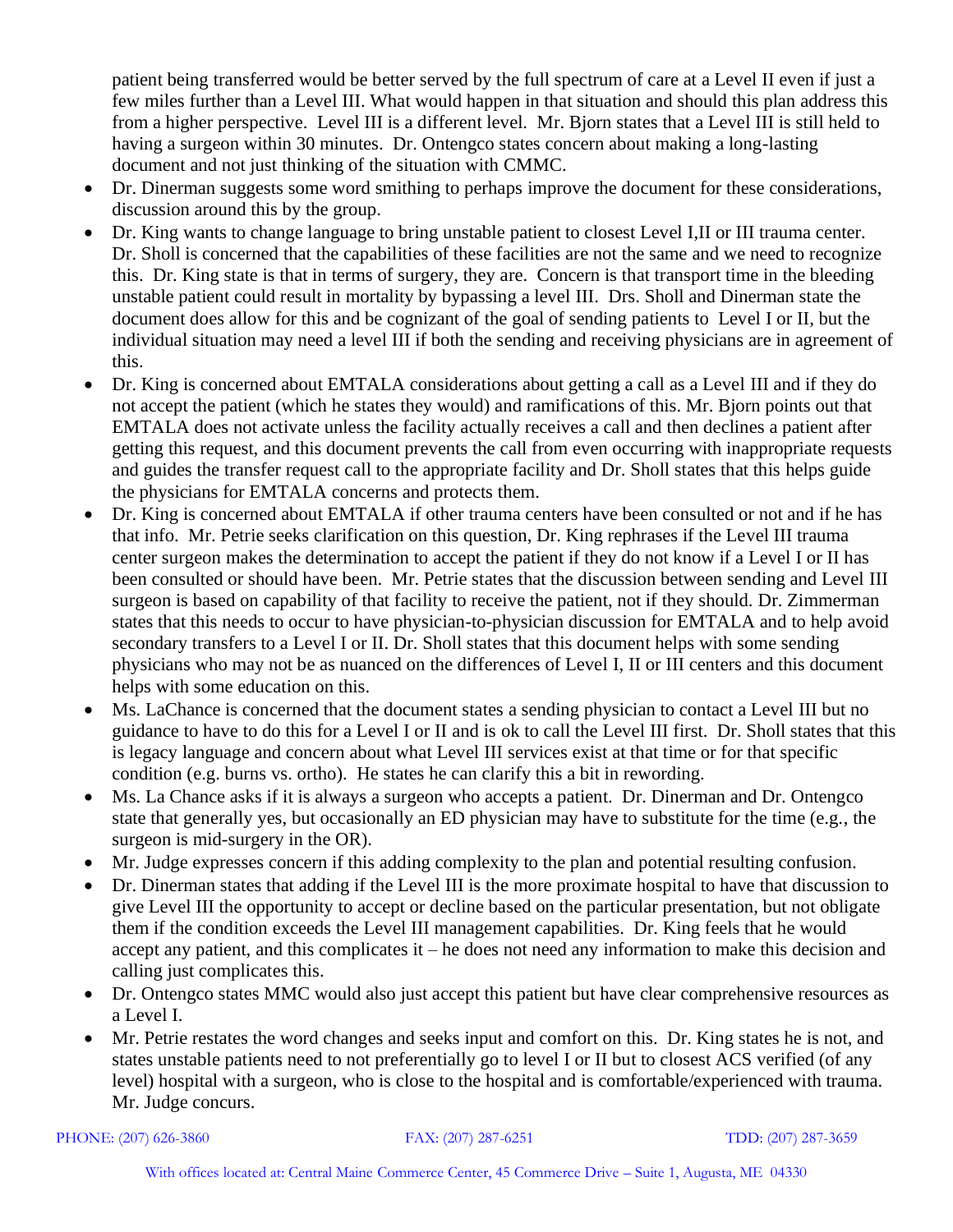patient being transferred would be better served by the full spectrum of care at a Level II even if just a few miles further than a Level III. What would happen in that situation and should this plan address this from a higher perspective. Level III is a different level. Mr. Bjorn states that a Level III is still held to having a surgeon within 30 minutes. Dr. Ontengco states concern about making a long-lasting document and not just thinking of the situation with CMMC.

- Dr. Dinerman suggests some word smithing to perhaps improve the document for these considerations, discussion around this by the group.
- Dr. King wants to change language to bring unstable patient to closest Level I,II or III trauma center. Dr. Sholl is concerned that the capabilities of these facilities are not the same and we need to recognize this. Dr. King state is that in terms of surgery, they are. Concern is that transport time in the bleeding unstable patient could result in mortality by bypassing a level III. Drs. Sholl and Dinerman state the document does allow for this and be cognizant of the goal of sending patients to Level I or II, but the individual situation may need a level III if both the sending and receiving physicians are in agreement of this.
- Dr. King is concerned about EMTALA considerations about getting a call as a Level III and if they do not accept the patient (which he states they would) and ramifications of this. Mr. Bjorn points out that EMTALA does not activate unless the facility actually receives a call and then declines a patient after getting this request, and this document prevents the call from even occurring with inappropriate requests and guides the transfer request call to the appropriate facility and Dr. Sholl states that this helps guide the physicians for EMTALA concerns and protects them.
- Dr. King is concerned about EMTALA if other trauma centers have been consulted or not and if he has that info. Mr. Petrie seeks clarification on this question, Dr. King rephrases if the Level III trauma center surgeon makes the determination to accept the patient if they do not know if a Level I or II has been consulted or should have been. Mr. Petrie states that the discussion between sending and Level III surgeon is based on capability of that facility to receive the patient, not if they should. Dr. Zimmerman states that this needs to occur to have physician-to-physician discussion for EMTALA and to help avoid secondary transfers to a Level I or II. Dr. Sholl states that this document helps with some sending physicians who may not be as nuanced on the differences of Level I, II or III centers and this document helps with some education on this.
- Ms. LaChance is concerned that the document states a sending physician to contact a Level III but no guidance to have to do this for a Level I or II and is ok to call the Level III first. Dr. Sholl states that this is legacy language and concern about what Level III services exist at that time or for that specific condition (e.g. burns vs. ortho). He states he can clarify this a bit in rewording.
- Ms. La Chance asks if it is always a surgeon who accepts a patient. Dr. Dinerman and Dr. Ontengco state that generally yes, but occasionally an ED physician may have to substitute for the time (e.g., the surgeon is mid-surgery in the OR).
- Mr. Judge expresses concern if this adding complexity to the plan and potential resulting confusion.
- Dr. Dinerman states that adding if the Level III is the more proximate hospital to have that discussion to give Level III the opportunity to accept or decline based on the particular presentation, but not obligate them if the condition exceeds the Level III management capabilities. Dr. King feels that he would accept any patient, and this complicates it – he does not need any information to make this decision and calling just complicates this.
- Dr. Ontengco states MMC would also just accept this patient but have clear comprehensive resources as a Level I.
- Mr. Petrie restates the word changes and seeks input and comfort on this. Dr. King states he is not, and states unstable patients need to not preferentially go to level I or II but to closest ACS verified (of any level) hospital with a surgeon, who is close to the hospital and is comfortable/experienced with trauma. Mr. Judge concurs.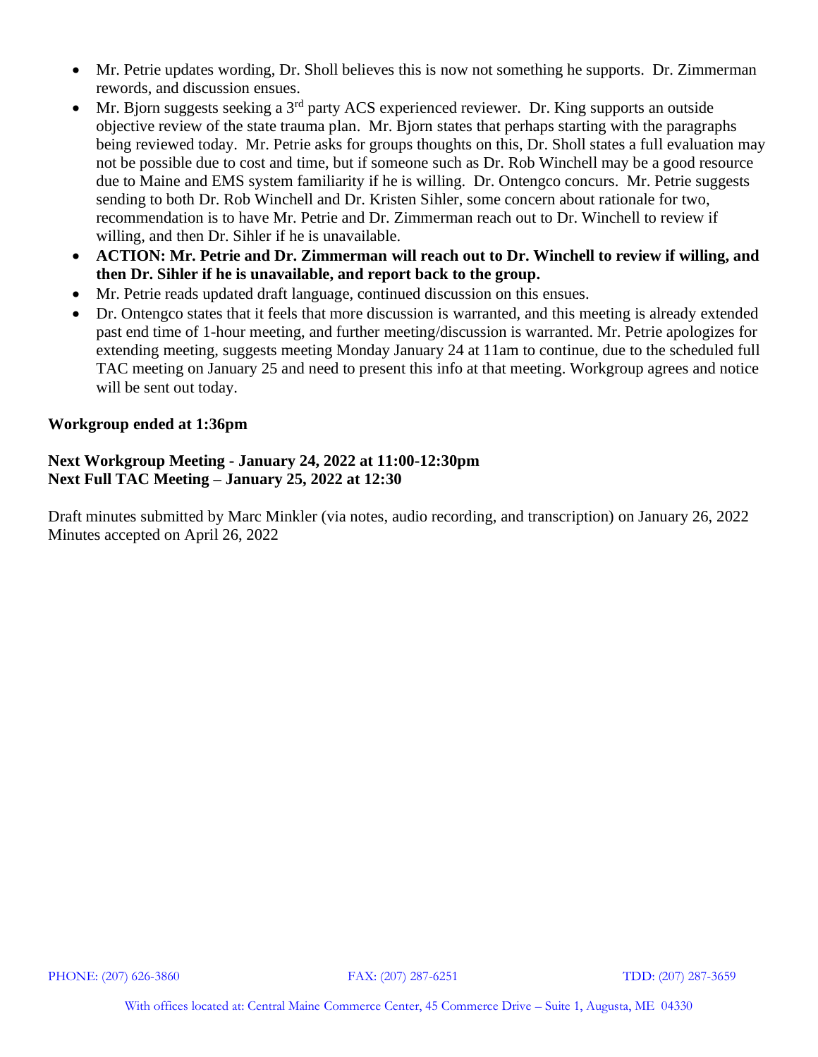- Mr. Petrie updates wording, Dr. Sholl believes this is now not something he supports. Dr. Zimmerman rewords, and discussion ensues.
- Mr. Bjorn suggests seeking a 3rd party ACS experienced reviewer. Dr. King supports an outside objective review of the state trauma plan. Mr. Bjorn states that perhaps starting with the paragraphs being reviewed today. Mr. Petrie asks for groups thoughts on this, Dr. Sholl states a full evaluation may not be possible due to cost and time, but if someone such as Dr. Rob Winchell may be a good resource due to Maine and EMS system familiarity if he is willing. Dr. Ontengco concurs. Mr. Petrie suggests sending to both Dr. Rob Winchell and Dr. Kristen Sihler, some concern about rationale for two, recommendation is to have Mr. Petrie and Dr. Zimmerman reach out to Dr. Winchell to review if willing, and then Dr. Sihler if he is unavailable.
- **ACTION: Mr. Petrie and Dr. Zimmerman will reach out to Dr. Winchell to review if willing, and then Dr. Sihler if he is unavailable, and report back to the group.**
- Mr. Petrie reads updated draft language, continued discussion on this ensues.
- Dr. Ontengco states that it feels that more discussion is warranted, and this meeting is already extended past end time of 1-hour meeting, and further meeting/discussion is warranted. Mr. Petrie apologizes for extending meeting, suggests meeting Monday January 24 at 11am to continue, due to the scheduled full TAC meeting on January 25 and need to present this info at that meeting. Workgroup agrees and notice will be sent out today.

**Workgroup ended at 1:36pm**

**Next Workgroup Meeting - January 24, 2022 at 11:00-12:30pm**
**Next Full TAC Meeting – January 25, 2022 at 12:30**

Draft minutes submitted by Marc Minkler (via notes, audio recording, and transcription) on January 26, 2022
Minutes accepted on April 26, 2022